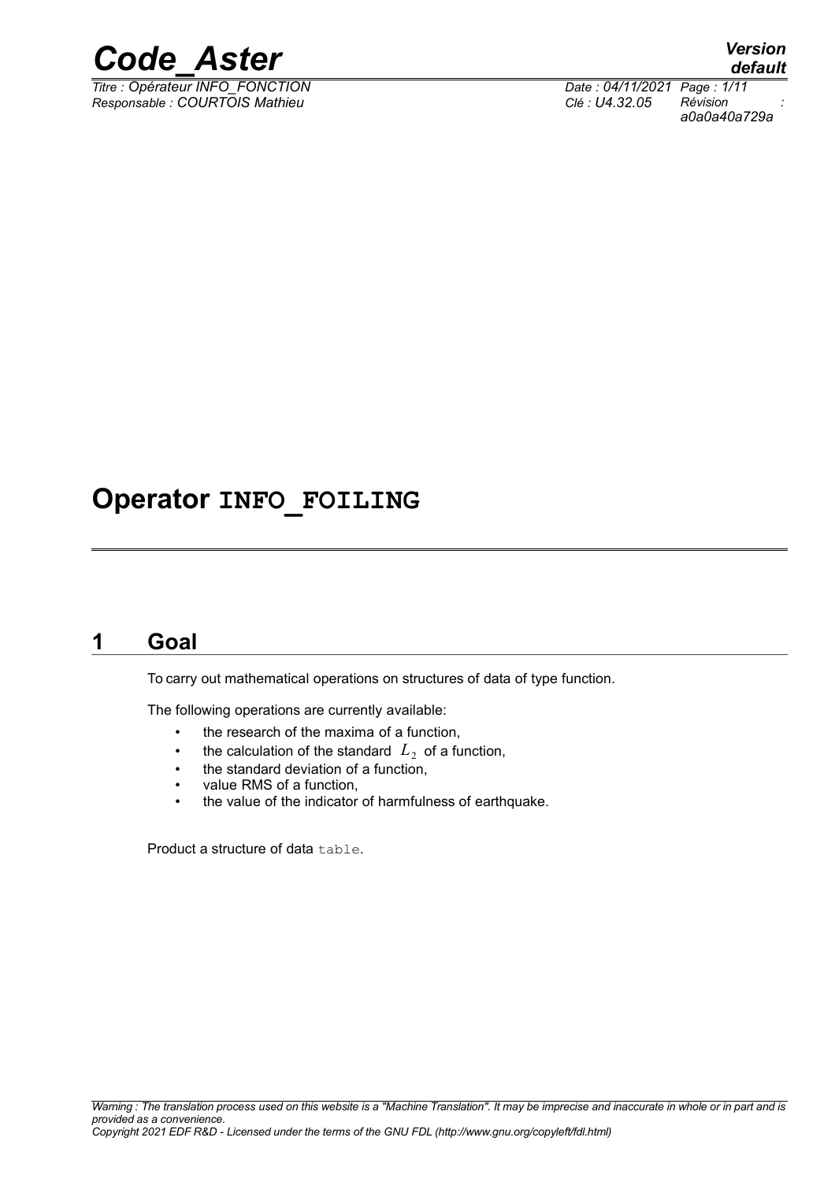# Operator INFO_FOILING

## 1 Goal

To carry out mathematical operations on structures of data of type function.

The following operations are currently available:

- the research of the maxima of a function,
- the calculation of the standard $L_2$ of a function,
- the standard deviation of a function,
- value RMS of a function,
- the value of the indicator of harmfulness of earthquake.

Product a structure of data table.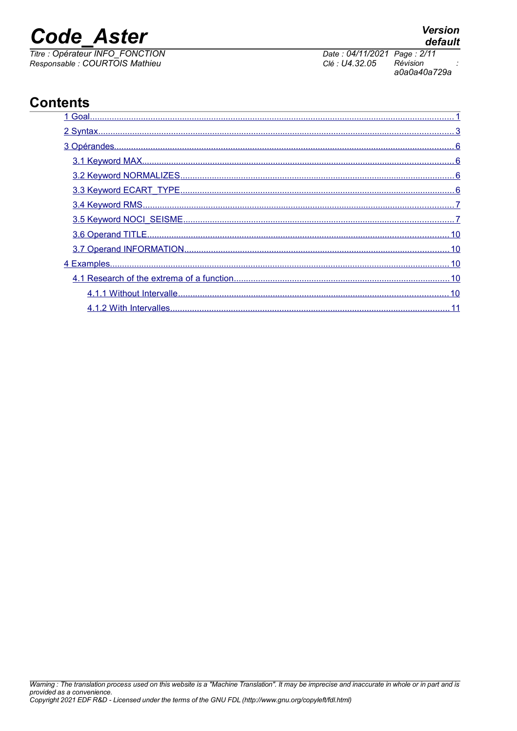# Contents

1 Goal ..... 1
2 Syntax ..... 3
3 Opérandes ..... 6
  3.1 Keyword MAX ..... 6
  3.2 Keyword NORMALIZES ..... 6
  3.3 Keyword ECART_TYPE ..... 6
  3.4 Keyword RMS ..... 7
  3.5 Keyword NOCI_SEISME ..... 7
  3.6 Operand TITLE ..... 10
  3.7 Operand INFORMATION ..... 10
4 Examples ..... 10
  4.1 Research of the extrema of a function ..... 10
    4.1.1 Without Intervalle ..... 10
    4.1.2 With Intervalles ..... 11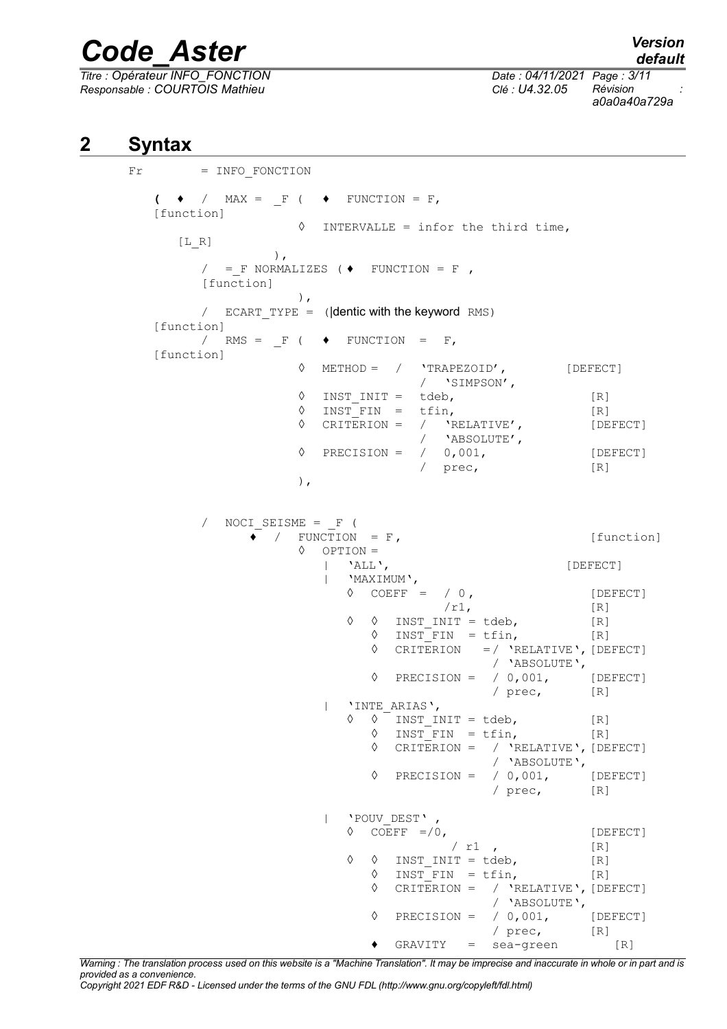## 2 Syntax

```
Fr         = INFO_FONCTION

    (  ♦  /  MAX =  _F (   ♦  FUNCTION = F,
    [function]
                       ◊  INTERVALLE = infor the third time,
       [L_R]
                 ),
         /  =_F NORMALIZES ( ♦  FUNCTION = F ,
         [function]
                       ),
         /  ECART_TYPE =  (|dentic with the keyword RMS)
    [function]
         /  RMS =  _F (   ♦  FUNCTION  =  F,
    [function]
                       ◊  METHOD =  /  'TRAPEZOID',         [DEFECT]
                                    /  'SIMPSON',
                       ◊  INST_INIT =  tdeb,                  [R]
                       ◊  INST_FIN  =  tfin,                  [R]
                       ◊  CRITERION =  /  'RELATIVE',         [DEFECT]
                                       /  'ABSOLUTE',
                       ◊  PRECISION =  /  0,001,              [DEFECT]
                                       /  prec,               [R]
                       ),


         /  NOCI_SEISME = _F (
              ♦  /  FUNCTION  = F,                              [function]
                    ◊  OPTION =
                       |  'ALL',                          [DEFECT]
                       |  'MAXIMUM',
                          ◊  COEFF =  / 0,                  [DEFECT]
                                      /r1,                  [R]
                          ◊  ◊  INST_INIT = tdeb,           [R]
                             ◊  INST_FIN  = tfin,           [R]
                             ◊  CRITERION   =/ 'RELATIVE',[DEFECT]
                                              / 'ABSOLUTE',
                             ◊  PRECISION =  / 0,001,       [DEFECT]
                                             / prec,        [R]
                       |  'INTE_ARIAS',
                          ◊  ◊  INST_INIT = tdeb,           [R]
                             ◊  INST_FIN  = tfin,           [R]
                             ◊  CRITERION =  / 'RELATIVE',[DEFECT]
                                             / 'ABSOLUTE',
                             ◊  PRECISION =  / 0,001,       [DEFECT]
                                             / prec,        [R]

                       |  'POUV_DEST' ,
                          ◊  COEFF =/0,                     [DEFECT]
                                          / r1  ,           [R]
                          ◊  ◊  INST_INIT = tdeb,           [R]
                             ◊  INST_FIN  = tfin,           [R]
                             ◊  CRITERION =  / 'RELATIVE',[DEFECT]
                                             / 'ABSOLUTE',
                             ◊  PRECISION =  / 0,001,       [DEFECT]
                                             / prec,        [R]
                             ♦  GRAVITY   =  sea-green        [R]
```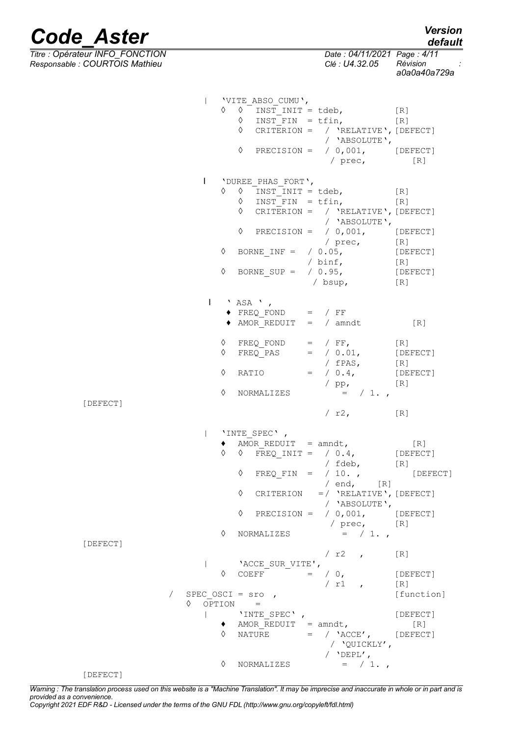```
                | 'VITE_ABSO_CUMU',
                  ◊  ◊  INST_INIT = tdeb,            [R]
                     ◊  INST_FIN  = tfin,            [R]
                     ◊  CRITERION =  / 'RELATIVE', [DEFECT]
                                     / 'ABSOLUTE',
                     ◊  PRECISION =  / 0,001,       [DEFECT]
                                      / prec,         [R]

                | 'DUREE_PHAS_FORT',
                  ◊  ◊  INST_INIT = tdeb,            [R]
                     ◊  INST_FIN  = tfin,            [R]
                     ◊  CRITERION =  / 'RELATIVE', [DEFECT]
                                     / 'ABSOLUTE',
                     ◊  PRECISION =  / 0,001,       [DEFECT]
                                     / prec,         [R]
                  ◊  BORNE_INF =  / 0.05,           [DEFECT]
                                  / binf,            [R]
                  ◊  BORNE_SUP =  / 0.95,           [DEFECT]
                                   / bsup,           [R]

                |  ' ASA ' ,
                  ♦ FREQ_FOND    =  / FF
                  ♦ AMOR_REDUIT  =  / amndt             [R]

                  ◊  FREQ_FOND    =  / FF,          [R]
                  ◊  FREQ_PAS     =  / 0.01,        [DEFECT]
                                     / fPAS,         [R]
                  ◊  RATIO        =  / 0.4,         [DEFECT]
                                     / pp,           [R]
                  ◊  NORMALIZES          =  / 1. ,
[DEFECT]
                                         / r2,         [R]

                | 'INTE_SPEC' ,
                  ♦  AMOR_REDUIT  = amndt,             [R]
                  ◊  ◊  FREQ_INIT =  / 0.4,         [DEFECT]
                                     / fdeb,         [R]
                     ◊  FREQ_FIN  =  / 10. ,           [DEFECT]
                                     / end,    [R]
                     ◊  CRITERION   =/ 'RELATIVE', [DEFECT]
                                     / 'ABSOLUTE',
                     ◊  PRECISION =  / 0,001,       [DEFECT]
                                      / prec,        [R]
                  ◊  NORMALIZES          =  / 1. ,
[DEFECT]
                                         / r2   ,      [R]
                |     'ACCE_SUR_VITE',
                  ◊  COEFF          =  / 0,         [DEFECT]
                                       / r1   ,      [R]
          /  SPEC_OSCI = sro  ,                      [function]
             ◊  OPTION    =
                |     'INTE_SPEC' ,                  [DEFECT]
                  ♦  AMOR_REDUIT  = amndt,             [R]
                  ◊  NATURE       =  / 'ACCE',      [DEFECT]
                                     / 'QUICKLY',
                                     / 'DEPL',
                  ◊  NORMALIZES          =  / 1. ,
[DEFECT]
```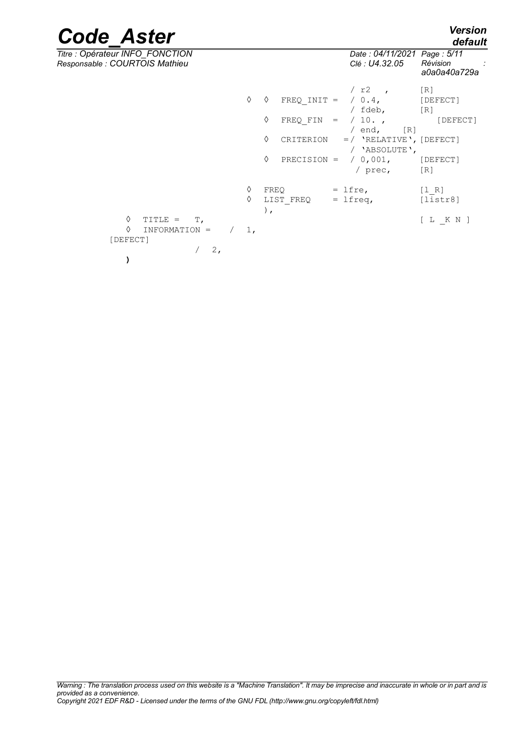```
                                       / r2  ,          [R]
                       ◊  ◊  FREQ_INIT =  / 0.4,          [DEFECT]
                                       / fdeb,          [R]
                          ◊  FREQ_FIN  =  / 10. ,           [DEFECT]
                                       / end,     [R]
                          ◊  CRITERION   =/ 'RELATIVE', [DEFECT]
                                       / 'ABSOLUTE',
                          ◊  PRECISION =  / 0,001,        [DEFECT]
                                        / prec,        [R]

                       ◊  FREQ          = lfre,          [l_R]
                       ◊  LIST_FREQ     = lfreq,         [listr8]
                          ),
    ◊  TITLE =   T,                                       [ L _K N ]
    ◊  INFORMATION =    /  1,
[DEFECT]
                  /  2,
    )
```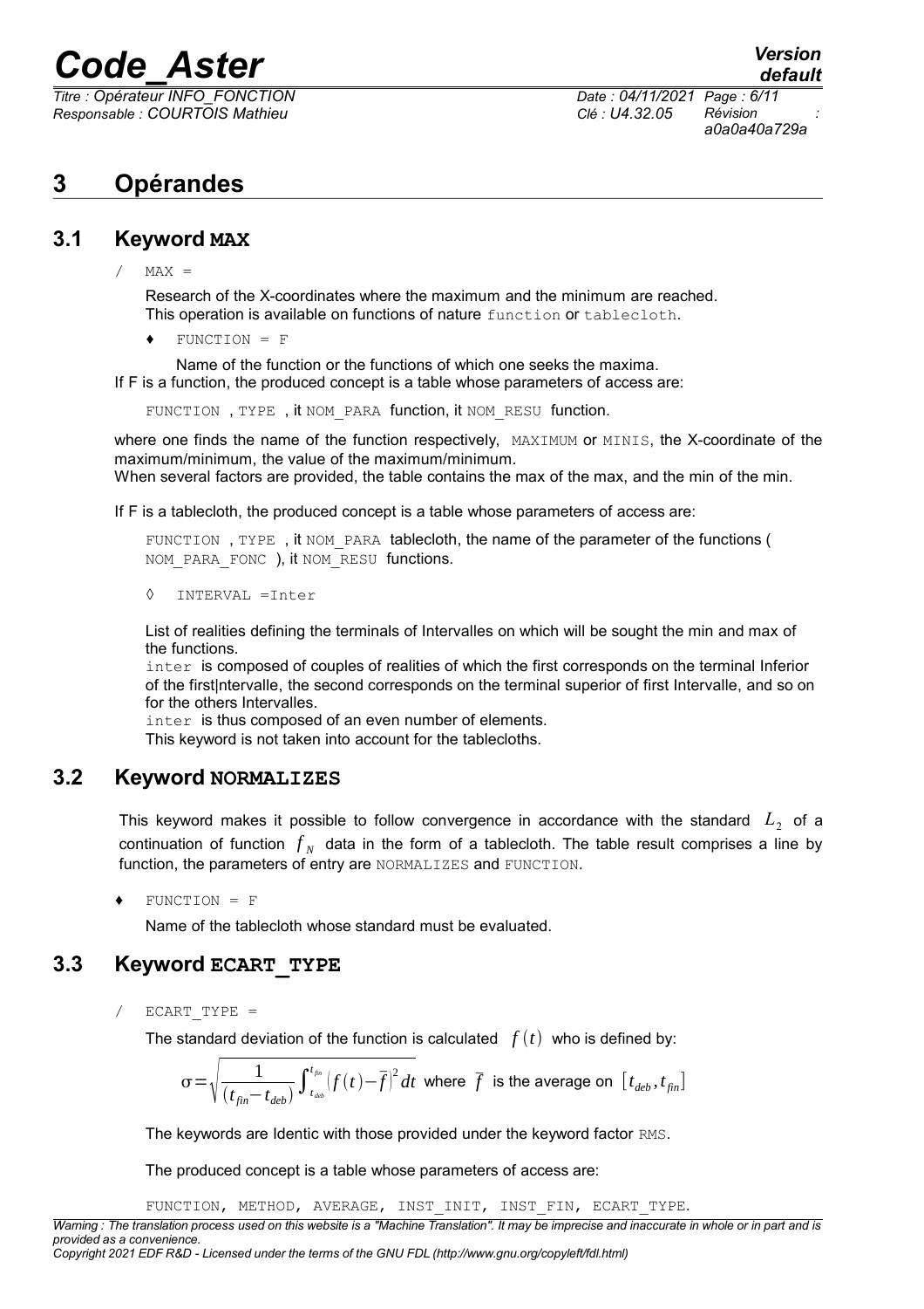# 3 Opérandes

## 3.1 Keyword MAX

/ MAX =

Research of the X-coordinates where the maximum and the minimum are reached.
This operation is available on functions of nature function or tablecloth.

♦ FUNCTION = F

Name of the function or the functions of which one seeks the maxima.
If F is a function, the produced concept is a table whose parameters of access are:

FUNCTION , TYPE , it NOM_PARA function, it NOM_RESU function.

where one finds the name of the function respectively, MAXIMUM or MINIS, the X-coordinate of the maximum/minimum, the value of the maximum/minimum.
When several factors are provided, the table contains the max of the max, and the min of the min.

If F is a tablecloth, the produced concept is a table whose parameters of access are:

FUNCTION , TYPE , it NOM_PARA tablecloth, the name of the parameter of the functions ( NOM_PARA_FONC ), it NOM_RESU functions.

◊ INTERVAL =Inter

List of realities defining the terminals of Intervalles on which will be sought the min and max of the functions.
inter is composed of couples of realities of which the first corresponds on the terminal Inferior of the first|ntervalle, the second corresponds on the terminal superior of first Intervalle, and so on for the others Intervalles.
inter is thus composed of an even number of elements.
This keyword is not taken into account for the tablecloths.

## 3.2 Keyword NORMALIZES

This keyword makes it possible to follow convergence in accordance with the standard $L_2$ of a continuation of function $f_N$ data in the form of a tablecloth. The table result comprises a line by function, the parameters of entry are NORMALIZES and FUNCTION.

♦ FUNCTION = F

Name of the tablecloth whose standard must be evaluated.

## 3.3 Keyword ECART_TYPE

/ ECART_TYPE =

The standard deviation of the function is calculated $f(t)$ who is defined by:

$$\sigma=\sqrt{\frac{1}{(t_{fin}-t_{deb})}\int_{t_{deb}}^{t_{fin}}\left(f(t)-\bar{f}\right)^2 dt}$$ where $\bar{f}$ is the average on $[t_{deb}, t_{fin}]$

The keywords are Identic with those provided under the keyword factor RMS.

The produced concept is a table whose parameters of access are:

FUNCTION, METHOD, AVERAGE, INST_INIT, INST_FIN, ECART_TYPE.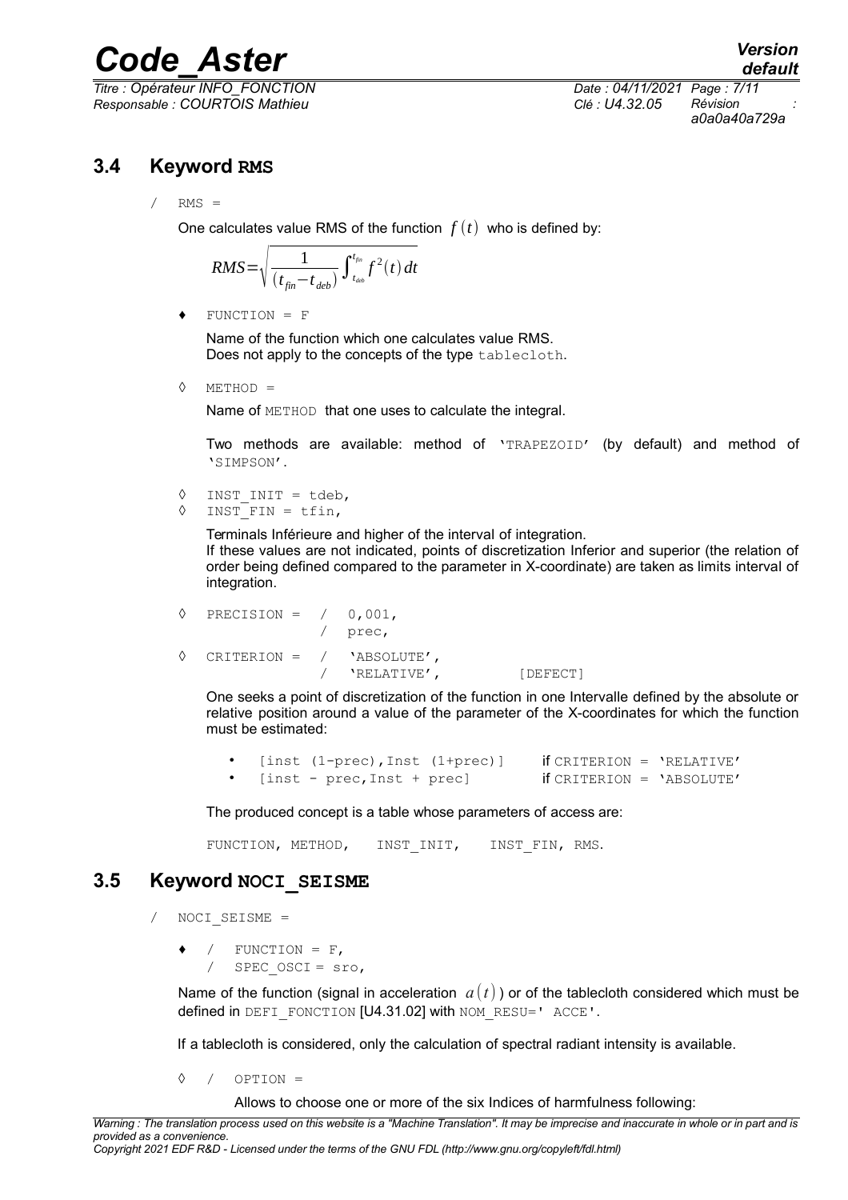## 3.4 Keyword RMS

/ RMS =

One calculates value RMS of the function $f(t)$ who is defined by:

$$RMS=\sqrt{\frac{1}{(t_{fin}-t_{deb})}\int_{t_{deb}}^{t_{fin}} f^2(t)\,dt}$$

♦ FUNCTION = F

Name of the function which one calculates value RMS.
Does not apply to the concepts of the type tablecloth.

◊ METHOD =

Name of METHOD that one uses to calculate the integral.

Two methods are available: method of 'TRAPEZOID' (by default) and method of 'SIMPSON'.

◊ INST_INIT = tdeb,
◊ INST_FIN = tfin,

Terminals Inférieure and higher of the interval of integration.
If these values are not indicated, points of discretization Inferior and superior (the relation of order being defined compared to the parameter in X-coordinate) are taken as limits interval of integration.

```
◊  PRECISION =  /  0,001,
                /  prec,

◊  CRITERION =  /  'ABSOLUTE',
                /  'RELATIVE',        [DEFECT]
```

One seeks a point of discretization of the function in one Intervalle defined by the absolute or relative position around a value of the parameter of the X-coordinates for which the function must be estimated:

- [inst (1-prec),Inst (1+prec)] if CRITERION = 'RELATIVE'
- [inst - prec,Inst + prec] if CRITERION = 'ABSOLUTE'

The produced concept is a table whose parameters of access are:

FUNCTION, METHOD, INST_INIT, INST_FIN, RMS.

## 3.5 Keyword NOCI_SEISME

/ NOCI_SEISME =

♦ / FUNCTION = F,
  / SPEC_OSCI = sro,

Name of the function (signal in acceleration $a(t)$) or of the tablecloth considered which must be defined in DEFI_FONCTION [U4.31.02] with NOM_RESU=' ACCE'.

If a tablecloth is considered, only the calculation of spectral radiant intensity is available.

◊ / OPTION =

Allows to choose one or more of the six Indices of harmfulness following: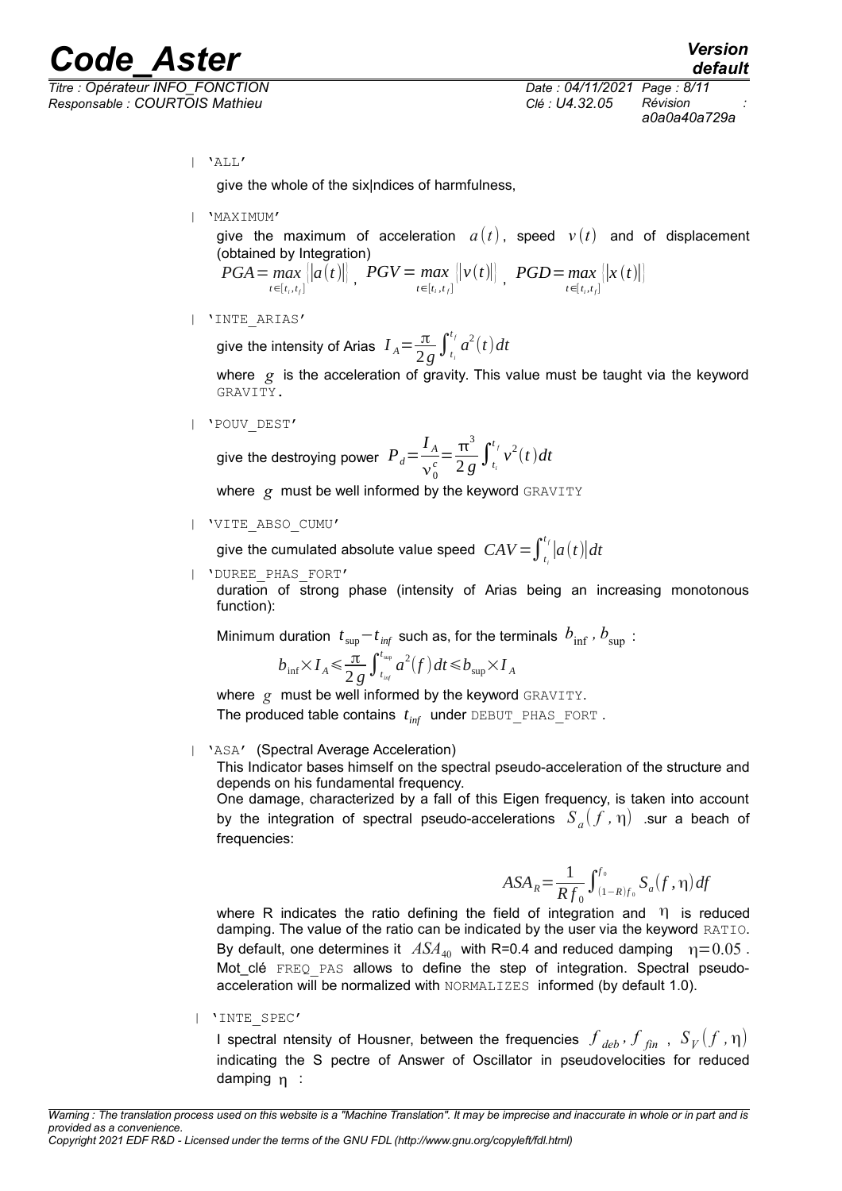| 'ALL'

give the whole of the six|ndices of harmfulness,

| 'MAXIMUM'

give the maximum of acceleration $a(t)$, speed $v(t)$ and of displacement (obtained by Integration)

$PGA = \max_{t\in[t_i,t_f]} \|a(t)\|$ , $PGV = \max_{t\in[t_i,t_f]} \|v(t)\|$ , $PGD = \max_{t\in[t_i,t_f]} \|x(t)\|$

| 'INTE_ARIAS'

give the intensity of Arias $I_A = \frac{\pi}{2g}\int_{t_i}^{t_f} a^2(t)dt$

where $g$ is the acceleration of gravity. This value must be taught via the keyword GRAVITY.

| 'POUV_DEST'

give the destroying power $P_d = \frac{I_A}{\nu_0^c} = \frac{\pi^3}{2g}\int_{t_i}^{t_f} v^2(t)dt$

where $g$ must be well informed by the keyword GRAVITY

| 'VITE_ABSO_CUMU'

give the cumulated absolute value speed $CAV = \int_{t_i}^{t_f} |a(t)| dt$

| 'DUREE_PHAS_FORT'

duration of strong phase (intensity of Arias being an increasing monotonous function):

Minimum duration $t_{\sup} - t_{inf}$ such as, for the terminals $b_{\inf}$ , $b_{\sup}$ :

$$b_{\inf} \times I_A \leqslant \frac{\pi}{2g}\int_{t_{inf}}^{t_{sup}} a^2(f)dt \leqslant b_{\sup} \times I_A$$

where $g$ must be well informed by the keyword GRAVITY.

The produced table contains $t_{inf}$ under DEBUT_PHAS_FORT .

| 'ASA' (Spectral Average Acceleration)

This Indicator bases himself on the spectral pseudo-acceleration of the structure and depends on his fundamental frequency.

One damage, characterized by a fall of this Eigen frequency, is taken into account by the integration of spectral pseudo-accelerations $S_a(f,\eta)$ .sur a beach of frequencies:

$$ASA_R = \frac{1}{Rf_0}\int_{(1-R)f_0}^{f_0} S_a(f,\eta)df$$

where R indicates the ratio defining the field of integration and $\eta$ is reduced damping. The value of the ratio can be indicated by the user via the keyword RATIO. By default, one determines it $ASA_{40}$ with R=0.4 and reduced damping $\eta=0.05$ . Mot_clé FREQ_PAS allows to define the step of integration. Spectral pseudo-acceleration will be normalized with NORMALIZES informed (by default 1.0).

| 'INTE_SPEC'

I spectral ntensity of Housner, between the frequencies $f_{deb}$ , $f_{fin}$ , $S_V(f,\eta)$ indicating the S pectre of Answer of Oscillator in pseudovelocities for reduced damping $\eta$ :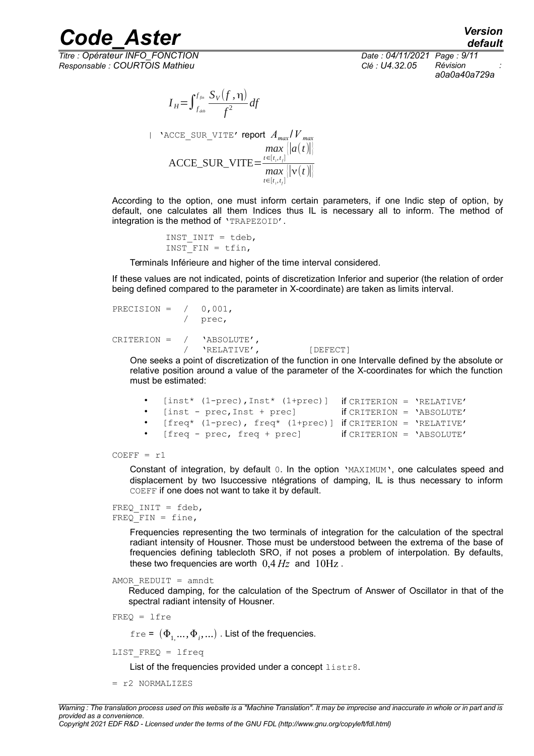$$I_H=\int_{f_{deb}}^{f_{fin}} \frac{S_V(f,\eta)}{f^2} df$$

| 'ACCE_SUR_VITE' report $A_{max}/V_{max}$

$$\text{ACCE\_SUR\_VITE}=\frac{\max\limits_{t\in[t_i,t_f]} |a(t)|}{\max\limits_{t\in[t_i,t_f]} |v(t)|}$$

According to the option, one must inform certain parameters, if one Indic step of option, by default, one calculates all them Indices thus IL is necessary all to inform. The method of integration is the method of 'TRAPEZOID'.

```
INST_INIT = tdeb,
INST_FIN = tfin,
```

Terminals Inférieure and higher of the time interval considered.

If these values are not indicated, points of discretization Inferior and superior (the relation of order being defined compared to the parameter in X-coordinate) are taken as limits interval.

```
PRECISION =  /  0,001,
             /  prec,

CRITERION =  /  'ABSOLUTE',
             /  'RELATIVE',          [DEFECT]
```

One seeks a point of discretization of the function in one Intervalle defined by the absolute or relative position around a value of the parameter of the X-coordinates for which the function must be estimated:

- `[inst* (1-prec),Inst* (1+prec)]` if `CRITERION = 'RELATIVE'`
- `[inst - prec,Inst + prec]` if `CRITERION = 'ABSOLUTE'`
- `[freq* (1-prec), freq* (1+prec)]` if `CRITERION = 'RELATIVE'`
- `[freq - prec, freq + prec]` if `CRITERION = 'ABSOLUTE'`

```
COEFF = r1
```

Constant of integration, by default 0. In the option 'MAXIMUM', one calculates speed and displacement by two Isuccessive ntégrations of damping, IL is thus necessary to inform COEFF if one does not want to take it by default.

```
FREQ_INIT = fdeb,
FREQ_FIN = fine,
```

Frequencies representing the two terminals of integration for the calculation of the spectral radiant intensity of Housner. Those must be understood between the extrema of the base of frequencies defining tablecloth SRO, if not poses a problem of interpolation. By defaults, these two frequencies are worth $0{,}4\,Hz$ and $10\text{Hz}$.

```
AMOR_REDUIT = amndt
```

Reduced damping, for the calculation of the Spectrum of Answer of Oscillator in that of the spectral radiant intensity of Housner.

```
FREQ = lfre
```

fre = $(\Phi_1,\ldots,\Phi_i,\ldots)$. List of the frequencies.

```
LIST_FREQ = lfreq
```

List of the frequencies provided under a concept listr8.

```
= r2 NORMALIZES
```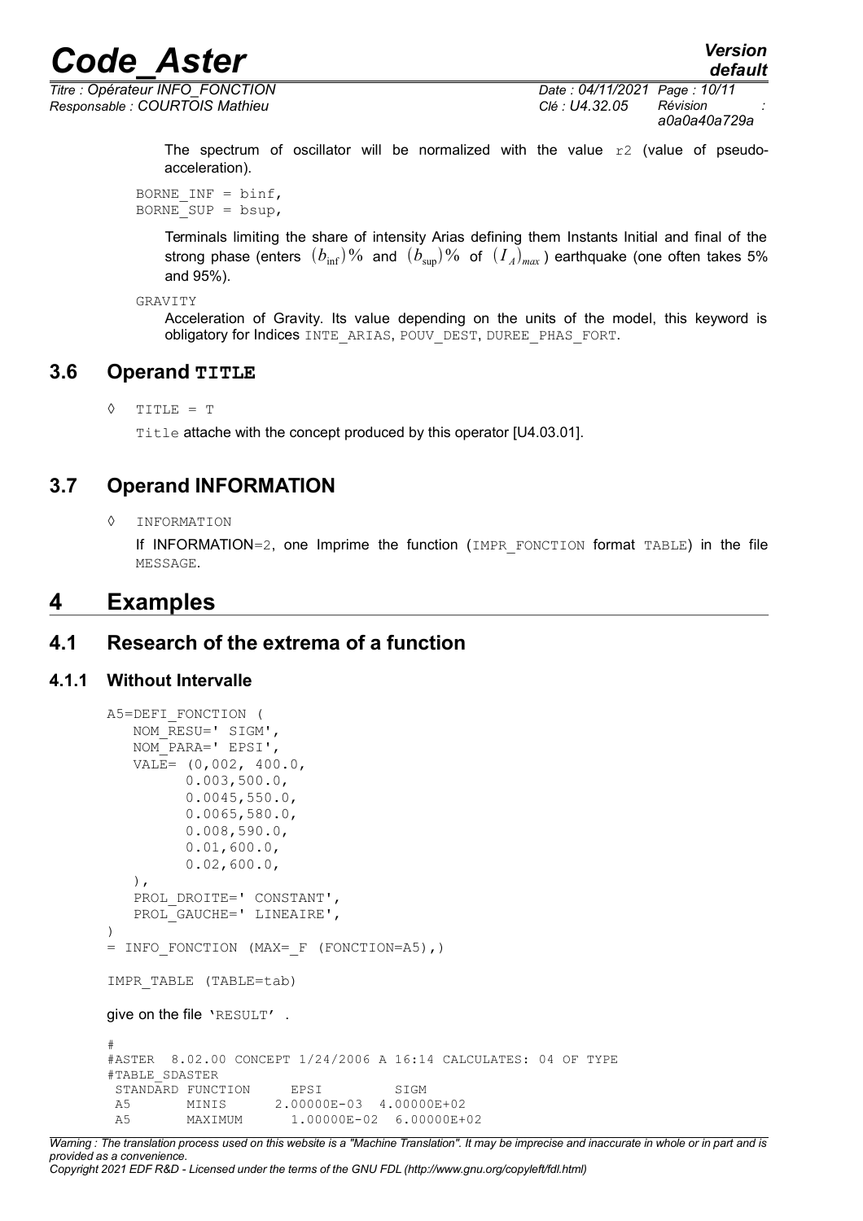The spectrum of oscillator will be normalized with the value `r2` (value of pseudo-acceleration).

```
BORNE_INF = binf,
BORNE_SUP = bsup,
```

Terminals limiting the share of intensity Arias defining them Instants Initial and final of the strong phase (enters $(b_{\inf})\%$ and $(b_{\sup})\%$ of $(I_A)_{max}$) earthquake (one often takes 5% and 95%).

```
GRAVITY
```

Acceleration of Gravity. Its value depending on the units of the model, this keyword is obligatory for Indices `INTE_ARIAS`, `POUV_DEST`, `DUREE_PHAS_FORT`.

## 3.6 Operand TITLE

◊ `TITLE = T`

`Title` attache with the concept produced by this operator [U4.03.01].

## 3.7 Operand INFORMATION

◊ `INFORMATION`

If INFORMATION=2, one Imprime the function (`IMPR_FONCTION` format `TABLE`) in the file `MESSAGE`.

# 4 Examples

## 4.1 Research of the extrema of a function

### 4.1.1 Without Intervalle

```
A5=DEFI_FONCTION (
   NOM_RESU=' SIGM',
   NOM_PARA=' EPSI',
   VALE= (0,002, 400.0,
         0.003,500.0,
         0.0045,550.0,
         0.0065,580.0,
         0.008,590.0,
         0.01,600.0,
         0.02,600.0,
   ),
   PROL_DROITE=' CONSTANT',
   PROL_GAUCHE=' LINEAIRE',
)
= INFO_FONCTION (MAX=_F (FONCTION=A5),)

IMPR_TABLE (TABLE=tab)
```

give on the file `'RESULT'` .

```
#
#ASTER  8.02.00 CONCEPT 1/24/2006 A 16:14 CALCULATES: 04 OF TYPE
#TABLE_SDASTER
 STANDARD FUNCTION      EPSI          SIGM
 A5       MINIS       2.00000E-03  4.00000E+02
 A5       MAXIMUM      1.00000E-02  6.00000E+02
```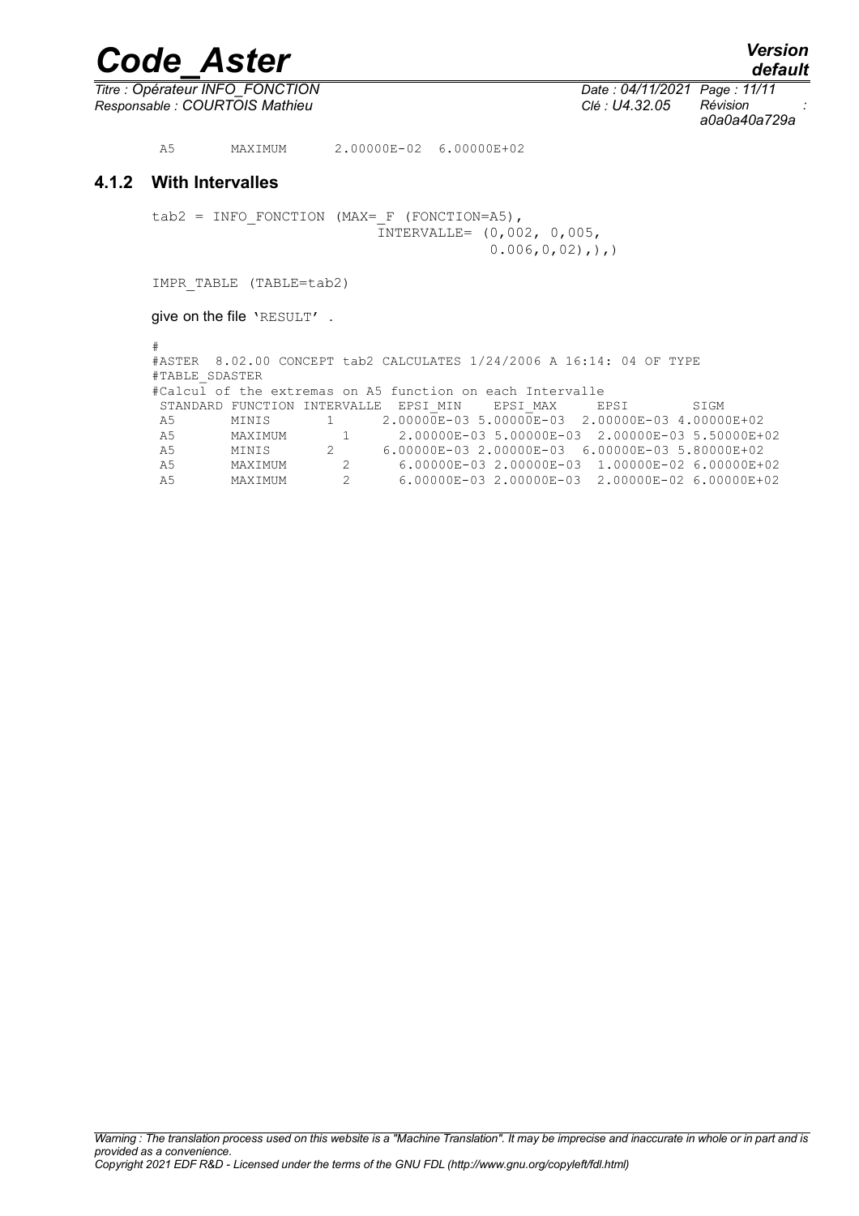```
A5       MAXIMUM      2.00000E-02  6.00000E+02
```

### 4.1.2 With Intervalles

```
tab2 = INFO_FONCTION (MAX=_F (FONCTION=A5),
                           INTERVALLE= (0,002, 0,005,
                                         0.006,0,02),),)
```

```
IMPR_TABLE (TABLE=tab2)
```

give on the file 'RESULT' .

```
#
#ASTER  8.02.00 CONCEPT tab2 CALCULATES 1/24/2006 A 16:14: 04 OF TYPE
#TABLE_SDASTER
#Calcul of the extremas on A5 function on each Intervalle
 STANDARD FUNCTION INTERVALLE  EPSI_MIN    EPSI_MAX     EPSI        SIGM
 A5       MINIS       1      2.00000E-03 5.00000E-03  2.00000E-03 4.00000E+02
 A5       MAXIMUM       1      2.00000E-03 5.00000E-03  2.00000E-03 5.50000E+02
 A5       MINIS       2      6.00000E-03 2.00000E-03  6.00000E-03 5.80000E+02
 A5       MAXIMUM       2      6.00000E-03 2.00000E-03  1.00000E-02 6.00000E+02
 A5       MAXIMUM       2      6.00000E-03 2.00000E-03  2.00000E-02 6.00000E+02
```